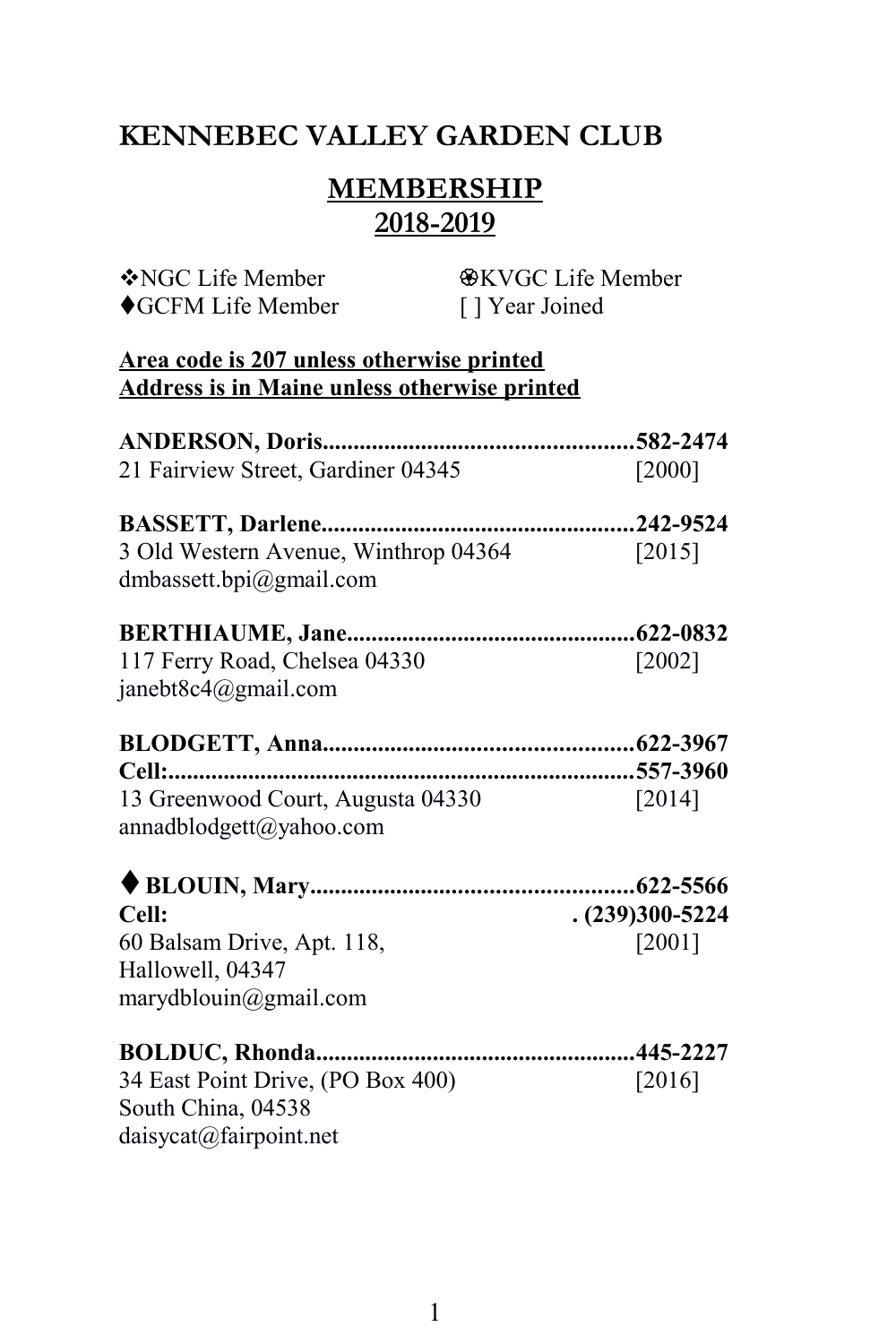# KENNEBEC VALLEY GARDEN CLUB

## MEMBERSHIP 2018-2019

❖NGC Life Member ❂KVGC Life Member
♦GCFM Life Member [ ] Year Joined

**Area code is 207 unless otherwise printed**
**Address is in Maine unless otherwise printed**

**ANDERSON, Doris.................................................582-2474**
21 Fairview Street, Gardiner 04345 [2000]

**BASSETT, Darlene..................................................242-9524**
3 Old Western Avenue, Winthrop 04364 [2015]
dmbassett.bpi@gmail.com

**BERTHIAUME, Jane...............................................622-0832**
117 Ferry Road, Chelsea 04330 [2002]
janebt8c4@gmail.com

**BLODGETT, Anna.................................................622-3967**
**Cell:..........................................................................557-3960**
13 Greenwood Court, Augusta 04330 [2014]
annadblodgett@yahoo.com

**♦ BLOUIN, Mary....................................................622-5566**
**Cell: . (239)300-5224**
60 Balsam Drive, Apt. 118, [2001]
Hallowell, 04347
marydblouin@gmail.com

**BOLDUC, Rhonda...................................................445-2227**
34 East Point Drive, (PO Box 400) [2016]
South China, 04538
daisycat@fairpoint.net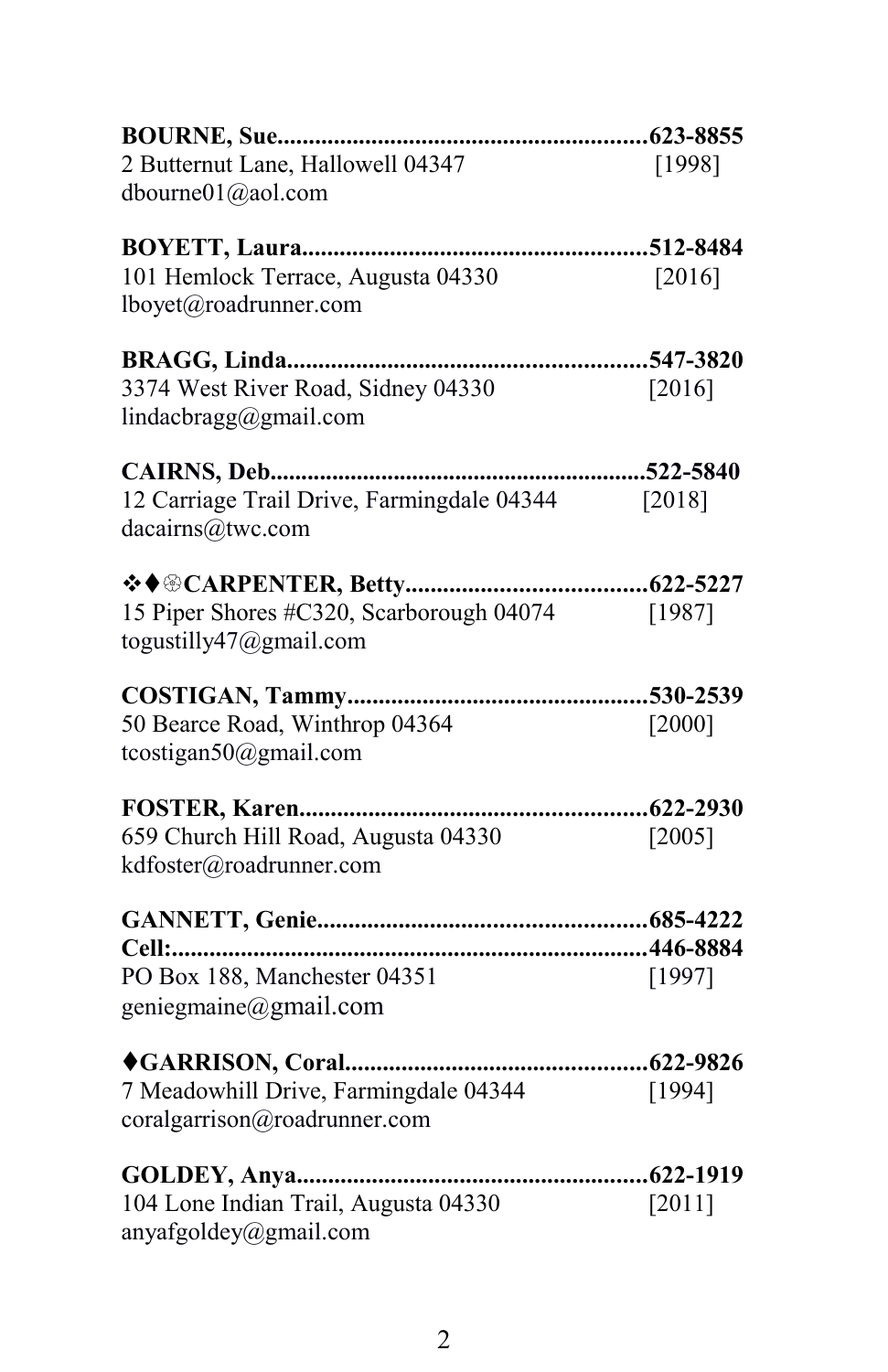**BOURNE, Sue.........................................................623-8855**
2 Butternut Lane, Hallowell 04347 [1998]
dbourne01@aol.com

**BOYETT, Laura.....................................................512-8484**
101 Hemlock Terrace, Augusta 04330 [2016]
lboyet@roadrunner.com

**BRAGG, Linda.......................................................547-3820**
3374 West River Road, Sidney 04330 [2016]
lindacbragg@gmail.com

**CAIRNS, Deb..........................................................522-5840**
12 Carriage Trail Drive, Farmingdale 04344 [2018]
dacairns@twc.com

**❖♦❀CARPENTER, Betty......................................622-5227**
15 Piper Shores #C320, Scarborough 04074 [1987]
togustilly47@gmail.com

**COSTIGAN, Tammy...............................................530-2539**
50 Bearce Road, Winthrop 04364 [2000]
tcostigan50@gmail.com

**FOSTER, Karen.....................................................622-2930**
659 Church Hill Road, Augusta 04330 [2005]
kdfoster@roadrunner.com

**GANNETT, Genie...................................................685-4222**
**Cell:.........................................................................446-8884**
PO Box 188, Manchester 04351 [1997]
geniegmaine@gmail.com

**♦GARRISON, Coral...............................................622-9826**
7 Meadowhill Drive, Farmingdale 04344 [1994]
coralgarrison@roadrunner.com

**GOLDEY, Anya.......................................................622-1919**
104 Lone Indian Trail, Augusta 04330 [2011]
anyafgoldey@gmail.com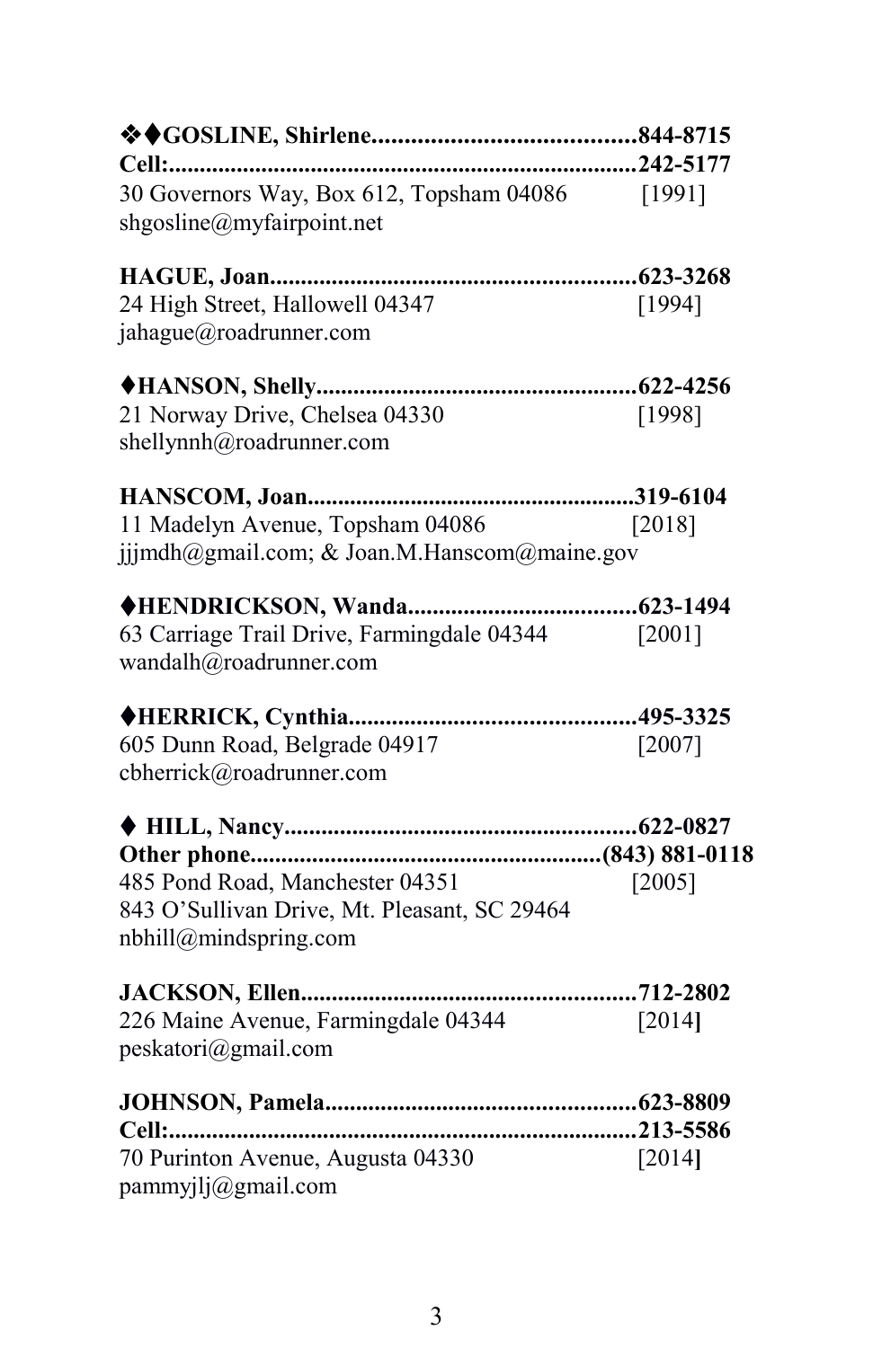**❖♦GOSLINE, Shirlene........................................844-8715**
**Cell:...........................................................................242-5177**
30 Governors Way, Box 612, Topsham 04086 [1991]
shgosline@myfairpoint.net

**HAGUE, Joan..........................................................623-3268**
24 High Street, Hallowell 04347 [1994]
jahague@roadrunner.com

**♦HANSON, Shelly...................................................622-4256**
21 Norway Drive, Chelsea 04330 [1998]
shellynnh@roadrunner.com

**HANSCOM, Joan.....................................................319-6104**
11 Madelyn Avenue, Topsham 04086 [2018]
jjjmdh@gmail.com; & Joan.M.Hanscom@maine.gov

**♦HENDRICKSON, Wanda.....................................623-1494**
63 Carriage Trail Drive, Farmingdale 04344 [2001]
wandalh@roadrunner.com

**♦HERRICK, Cynthia.............................................495-3325**
605 Dunn Road, Belgrade 04917 [2007]
cbherrick@roadrunner.com

**♦ HILL, Nancy.........................................................622-0827**
**Other phone.......................................................(843) 881-0118**
485 Pond Road, Manchester 04351 [2005]
843 O'Sullivan Drive, Mt. Pleasant, SC 29464
nbhill@mindspring.com

**JACKSON, Ellen.....................................................712-2802**
226 Maine Avenue, Farmingdale 04344 [2014]
peskatori@gmail.com

**JOHNSON, Pamela..................................................623-8809**
**Cell:...........................................................................213-5586**
70 Purinton Avenue, Augusta 04330 [2014]
pammyjlj@gmail.com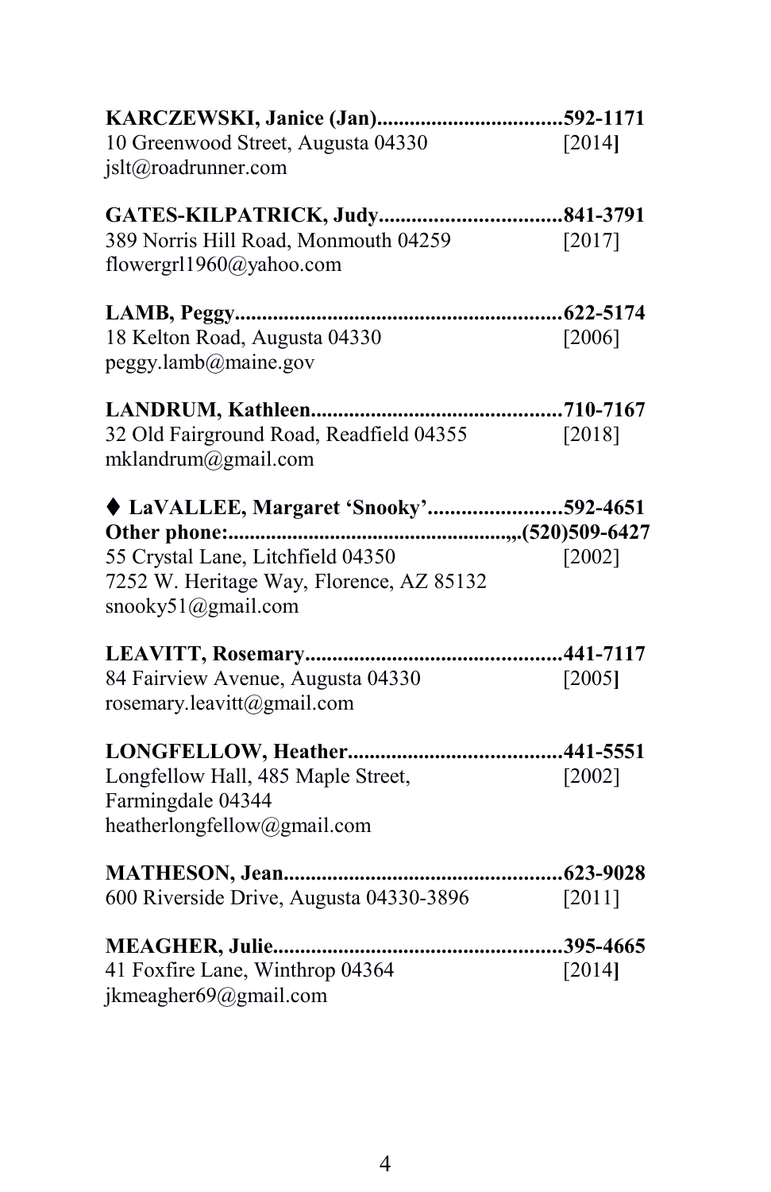**KARCZEWSKI, Janice (Jan)..................................592-1171**
10 Greenwood Street, Augusta 04330 [2014]
jslt@roadrunner.com

**GATES-KILPATRICK, Judy.................................841-3791**
389 Norris Hill Road, Monmouth 04259 [2017]
flowergrl1960@yahoo.com

**LAMB, Peggy............................................................622-5174**
18 Kelton Road, Augusta 04330 [2006]
peggy.lamb@maine.gov

**LANDRUM, Kathleen.............................................710-7167**
32 Old Fairground Road, Readfield 04355 [2018]
mklandrum@gmail.com

**♦ LaVALLEE, Margaret 'Snooky'........................592-4651**
**Other phone:....................................................,,(520)509-6427**
55 Crystal Lane, Litchfield 04350 [2002]
7252 W. Heritage Way, Florence, AZ 85132
snooky51@gmail.com

**LEAVITT, Rosemary...............................................441-7117**
84 Fairview Avenue, Augusta 04330 [2005]
rosemary.leavitt@gmail.com

**LONGFELLOW, Heather.......................................441-5551**
Longfellow Hall, 485 Maple Street, [2002]
Farmingdale 04344
heatherlongfellow@gmail.com

**MATHESON, Jean...................................................623-9028**
600 Riverside Drive, Augusta 04330-3896 [2011]

**MEAGHER, Julie.....................................................395-4665**
41 Foxfire Lane, Winthrop 04364 [2014]
jkmeagher69@gmail.com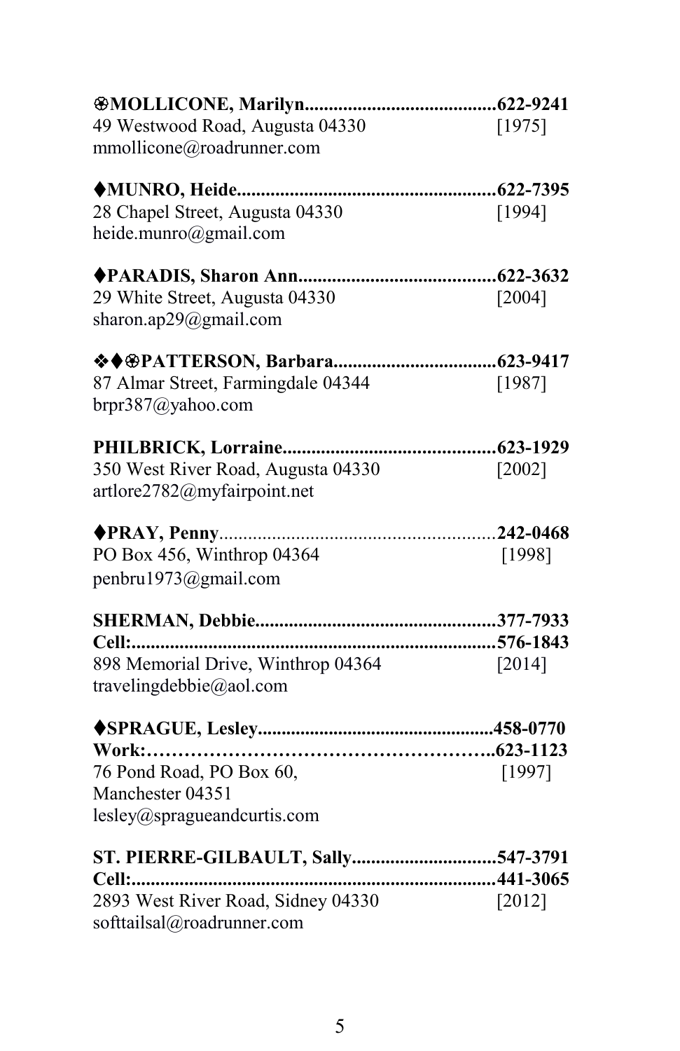**⊛MOLLICONE, Marilyn........................................622-9241**
49 Westwood Road, Augusta 04330 [1975]
mmollicone@roadrunner.com

**♦MUNRO, Heide......................................................622-7395**
28 Chapel Street, Augusta 04330 [1994]
heide.munro@gmail.com

**♦PARADIS, Sharon Ann.........................................622-3632**
29 White Street, Augusta 04330 [2004]
sharon.ap29@gmail.com

**❖♦⊛PATTERSON, Barbara..................................623-9417**
87 Almar Street, Farmingdale 04344 [1987]
brpr387@yahoo.com

**PHILBRICK, Lorraine............................................623-1929**
350 West River Road, Augusta 04330 [2002]
artlore2782@myfairpoint.net

**♦PRAY, Penny**.........................................................**242-0468**
PO Box 456, Winthrop 04364 [1998]
penbru1973@gmail.com

**SHERMAN, Debbie.................................................377-7933**
**Cell:..........................................................................576-1843**
898 Memorial Drive, Winthrop 04364 [2014]
travelingdebbie@aol.com

**♦SPRAGUE, Lesley.................................................458-0770**
**Work:……………………………………………..623-1123**
76 Pond Road, PO Box 60, [1997]
Manchester 04351
lesley@spragueandcurtis.com

**ST. PIERRE-GILBAULT, Sally..............................547-3791**
**Cell:..........................................................................441-3065**
2893 West River Road, Sidney 04330 [2012]
softtailsal@roadrunner.com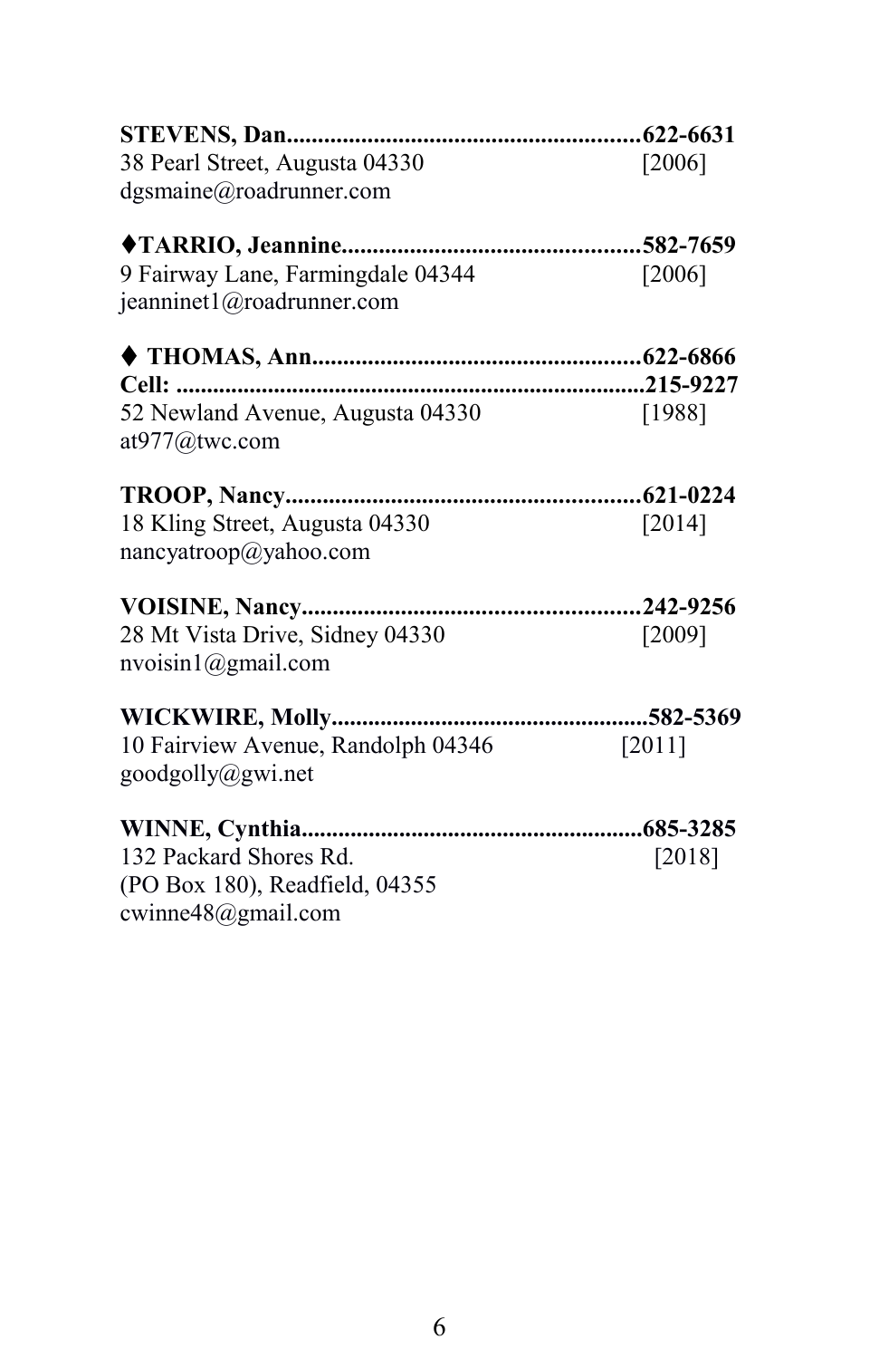**STEVENS, Dan.........................................................622-6631**
38 Pearl Street, Augusta 04330 [2006]
dgsmaine@roadrunner.com

**♦TARRIO, Jeannine................................................582-7659**
9 Fairway Lane, Farmingdale 04344 [2006]
jeanninet1@roadrunner.com

**♦ THOMAS, Ann.....................................................622-6866**
**Cell: .............................................................................215-9227**
52 Newland Avenue, Augusta 04330 [1988]
at977@twc.com

**TROOP, Nancy.........................................................621-0224**
18 Kling Street, Augusta 04330 [2014]
nancyatroop@yahoo.com

**VOISINE, Nancy......................................................242-9256**
28 Mt Vista Drive, Sidney 04330 [2009]
nvoisin1@gmail.com

**WICKWIRE, Molly....................................................582-5369**
10 Fairview Avenue, Randolph 04346 [2011]
goodgolly@gwi.net

**WINNE, Cynthia.......................................................685-3285**
132 Packard Shores Rd. [2018]
(PO Box 180), Readfield, 04355
cwinne48@gmail.com